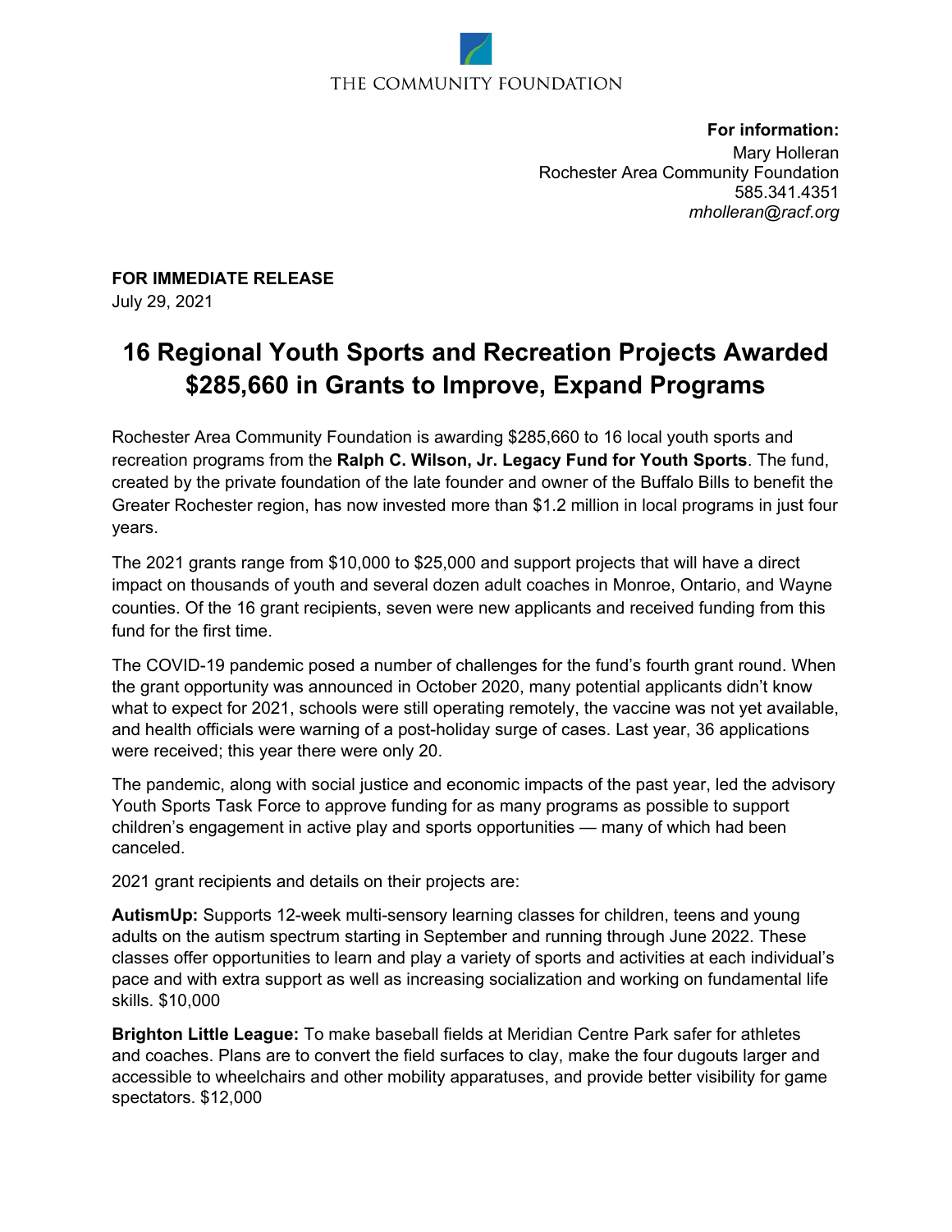THE COMMUNITY FOUNDATION

**For information:**
Mary Holleran
Rochester Area Community Foundation
585.341.4351
*mholleran@racf.org*

**FOR IMMEDIATE RELEASE**
July 29, 2021

# 16 Regional Youth Sports and Recreation Projects Awarded $285,660 in Grants to Improve, Expand Programs

Rochester Area Community Foundation is awarding $285,660 to 16 local youth sports and recreation programs from the **Ralph C. Wilson, Jr. Legacy Fund for Youth Sports**. The fund, created by the private foundation of the late founder and owner of the Buffalo Bills to benefit the Greater Rochester region, has now invested more than $1.2 million in local programs in just four years.

The 2021 grants range from $10,000 to $25,000 and support projects that will have a direct impact on thousands of youth and several dozen adult coaches in Monroe, Ontario, and Wayne counties. Of the 16 grant recipients, seven were new applicants and received funding from this fund for the first time.

The COVID-19 pandemic posed a number of challenges for the fund's fourth grant round. When the grant opportunity was announced in October 2020, many potential applicants didn't know what to expect for 2021, schools were still operating remotely, the vaccine was not yet available, and health officials were warning of a post-holiday surge of cases. Last year, 36 applications were received; this year there were only 20.

The pandemic, along with social justice and economic impacts of the past year, led the advisory Youth Sports Task Force to approve funding for as many programs as possible to support children's engagement in active play and sports opportunities — many of which had been canceled.

2021 grant recipients and details on their projects are:

**AutismUp:** Supports 12-week multi-sensory learning classes for children, teens and young adults on the autism spectrum starting in September and running through June 2022. These classes offer opportunities to learn and play a variety of sports and activities at each individual's pace and with extra support as well as increasing socialization and working on fundamental life skills. $10,000

**Brighton Little League:** To make baseball fields at Meridian Centre Park safer for athletes and coaches. Plans are to convert the field surfaces to clay, make the four dugouts larger and accessible to wheelchairs and other mobility apparatuses, and provide better visibility for game spectators. $12,000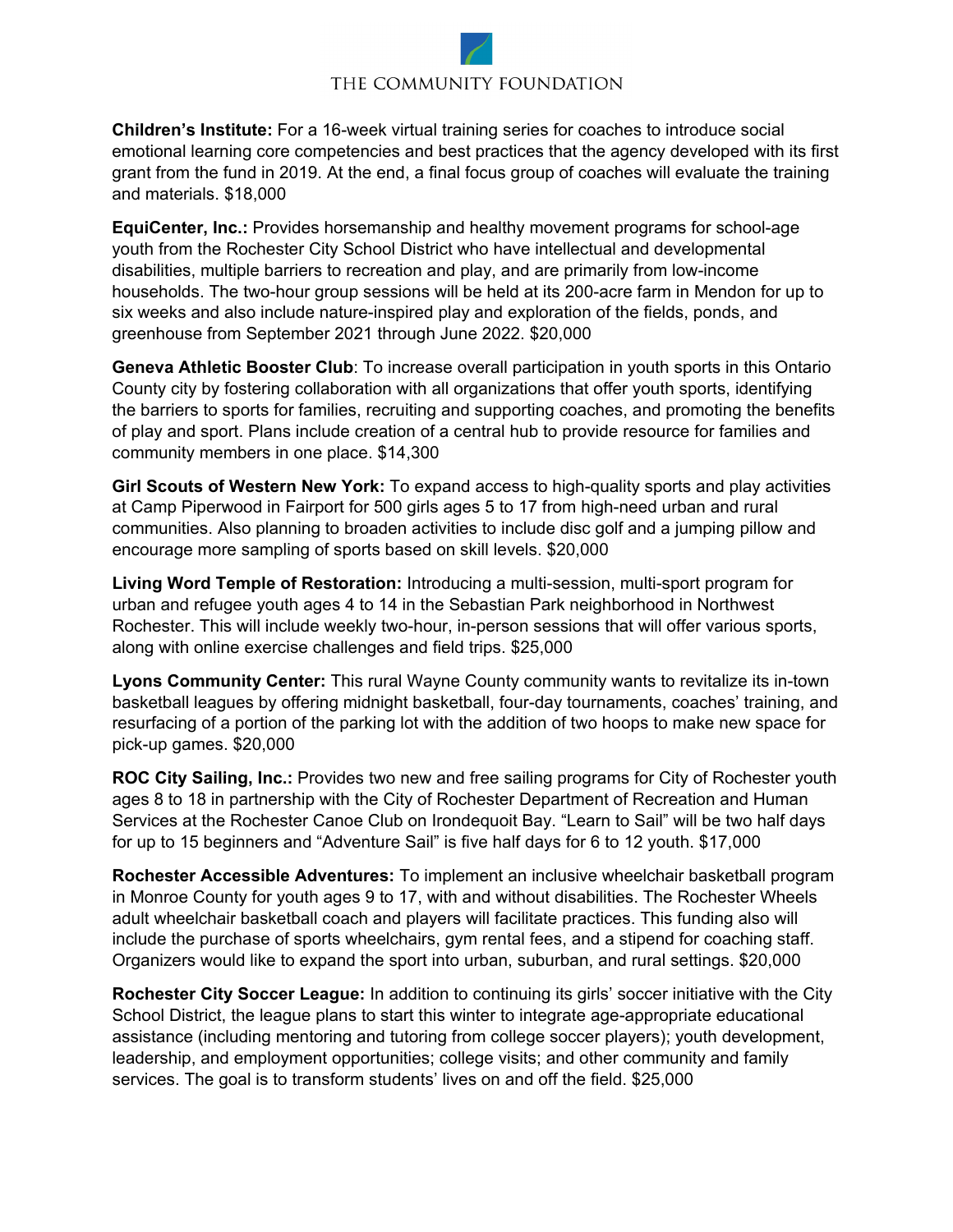**Children's Institute:** For a 16-week virtual training series for coaches to introduce social emotional learning core competencies and best practices that the agency developed with its first grant from the fund in 2019. At the end, a final focus group of coaches will evaluate the training and materials. $18,000

**EquiCenter, Inc.:** Provides horsemanship and healthy movement programs for school-age youth from the Rochester City School District who have intellectual and developmental disabilities, multiple barriers to recreation and play, and are primarily from low-income households. The two-hour group sessions will be held at its 200-acre farm in Mendon for up to six weeks and also include nature-inspired play and exploration of the fields, ponds, and greenhouse from September 2021 through June 2022. $20,000

**Geneva Athletic Booster Club**: To increase overall participation in youth sports in this Ontario County city by fostering collaboration with all organizations that offer youth sports, identifying the barriers to sports for families, recruiting and supporting coaches, and promoting the benefits of play and sport. Plans include creation of a central hub to provide resource for families and community members in one place. $14,300

**Girl Scouts of Western New York:** To expand access to high-quality sports and play activities at Camp Piperwood in Fairport for 500 girls ages 5 to 17 from high-need urban and rural communities. Also planning to broaden activities to include disc golf and a jumping pillow and encourage more sampling of sports based on skill levels. $20,000

**Living Word Temple of Restoration:** Introducing a multi-session, multi-sport program for urban and refugee youth ages 4 to 14 in the Sebastian Park neighborhood in Northwest Rochester. This will include weekly two-hour, in-person sessions that will offer various sports, along with online exercise challenges and field trips. $25,000

**Lyons Community Center:** This rural Wayne County community wants to revitalize its in-town basketball leagues by offering midnight basketball, four-day tournaments, coaches' training, and resurfacing of a portion of the parking lot with the addition of two hoops to make new space for pick-up games. $20,000

**ROC City Sailing, Inc.:** Provides two new and free sailing programs for City of Rochester youth ages 8 to 18 in partnership with the City of Rochester Department of Recreation and Human Services at the Rochester Canoe Club on Irondequoit Bay. "Learn to Sail" will be two half days for up to 15 beginners and "Adventure Sail" is five half days for 6 to 12 youth. $17,000

**Rochester Accessible Adventures:** To implement an inclusive wheelchair basketball program in Monroe County for youth ages 9 to 17, with and without disabilities. The Rochester Wheels adult wheelchair basketball coach and players will facilitate practices. This funding also will include the purchase of sports wheelchairs, gym rental fees, and a stipend for coaching staff. Organizers would like to expand the sport into urban, suburban, and rural settings. $20,000

**Rochester City Soccer League:** In addition to continuing its girls' soccer initiative with the City School District, the league plans to start this winter to integrate age-appropriate educational assistance (including mentoring and tutoring from college soccer players); youth development, leadership, and employment opportunities; college visits; and other community and family services. The goal is to transform students' lives on and off the field. $25,000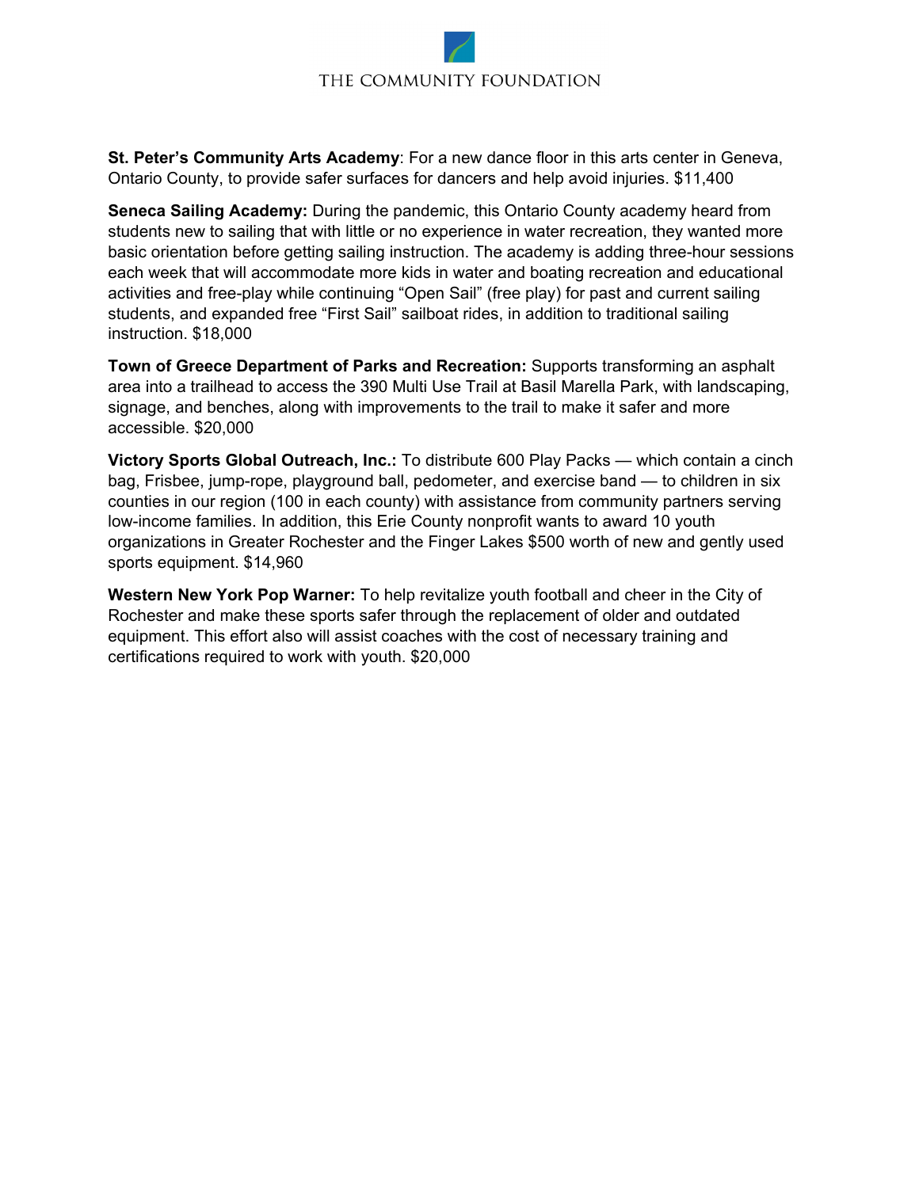**St. Peter's Community Arts Academy**: For a new dance floor in this arts center in Geneva, Ontario County, to provide safer surfaces for dancers and help avoid injuries. $11,400

**Seneca Sailing Academy:** During the pandemic, this Ontario County academy heard from students new to sailing that with little or no experience in water recreation, they wanted more basic orientation before getting sailing instruction. The academy is adding three-hour sessions each week that will accommodate more kids in water and boating recreation and educational activities and free-play while continuing "Open Sail" (free play) for past and current sailing students, and expanded free "First Sail" sailboat rides, in addition to traditional sailing instruction. $18,000

**Town of Greece Department of Parks and Recreation:** Supports transforming an asphalt area into a trailhead to access the 390 Multi Use Trail at Basil Marella Park, with landscaping, signage, and benches, along with improvements to the trail to make it safer and more accessible. $20,000

**Victory Sports Global Outreach, Inc.:** To distribute 600 Play Packs — which contain a cinch bag, Frisbee, jump-rope, playground ball, pedometer, and exercise band — to children in six counties in our region (100 in each county) with assistance from community partners serving low-income families. In addition, this Erie County nonprofit wants to award 10 youth organizations in Greater Rochester and the Finger Lakes $500 worth of new and gently used sports equipment. $14,960

**Western New York Pop Warner:** To help revitalize youth football and cheer in the City of Rochester and make these sports safer through the replacement of older and outdated equipment. This effort also will assist coaches with the cost of necessary training and certifications required to work with youth. $20,000